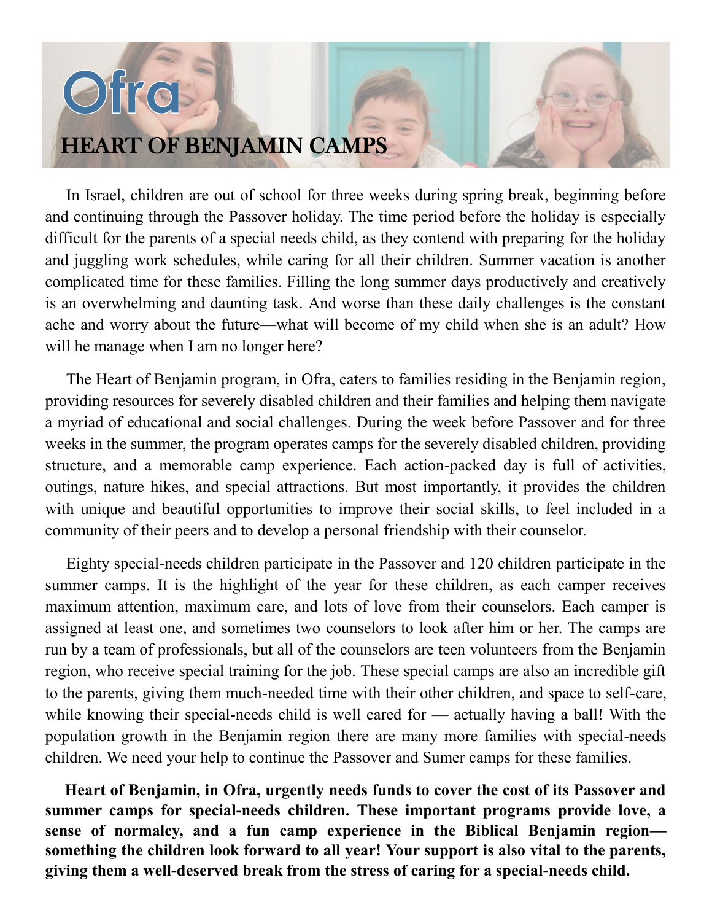# Ofra

## HEART OF BENJAMIN CAMPS

In Israel, children are out of school for three weeks during spring break, beginning before and continuing through the Passover holiday. The time period before the holiday is especially difficult for the parents of a special needs child, as they contend with preparing for the holiday and juggling work schedules, while caring for all their children. Summer vacation is another complicated time for these families. Filling the long summer days productively and creatively is an overwhelming and daunting task. And worse than these daily challenges is the constant ache and worry about the future—what will become of my child when she is an adult? How will he manage when I am no longer here?

The Heart of Benjamin program, in Ofra, caters to families residing in the Benjamin region, providing resources for severely disabled children and their families and helping them navigate a myriad of educational and social challenges. During the week before Passover and for three weeks in the summer, the program operates camps for the severely disabled children, providing structure, and a memorable camp experience. Each action-packed day is full of activities, outings, nature hikes, and special attractions. But most importantly, it provides the children with unique and beautiful opportunities to improve their social skills, to feel included in a community of their peers and to develop a personal friendship with their counselor.

Eighty special-needs children participate in the Passover and 120 children participate in the summer camps. It is the highlight of the year for these children, as each camper receives maximum attention, maximum care, and lots of love from their counselors. Each camper is assigned at least one, and sometimes two counselors to look after him or her. The camps are run by a team of professionals, but all of the counselors are teen volunteers from the Benjamin region, who receive special training for the job. These special camps are also an incredible gift to the parents, giving them much-needed time with their other children, and space to self-care, while knowing their special-needs child is well cared for — actually having a ball! With the population growth in the Benjamin region there are many more families with special-needs children. We need your help to continue the Passover and Sumer camps for these families.

**Heart of Benjamin, in Ofra, urgently needs funds to cover the cost of its Passover and summer camps for special-needs children. These important programs provide love, a sense of normalcy, and a fun camp experience in the Biblical Benjamin region—something the children look forward to all year! Your support is also vital to the parents, giving them a well-deserved break from the stress of caring for a special-needs child.**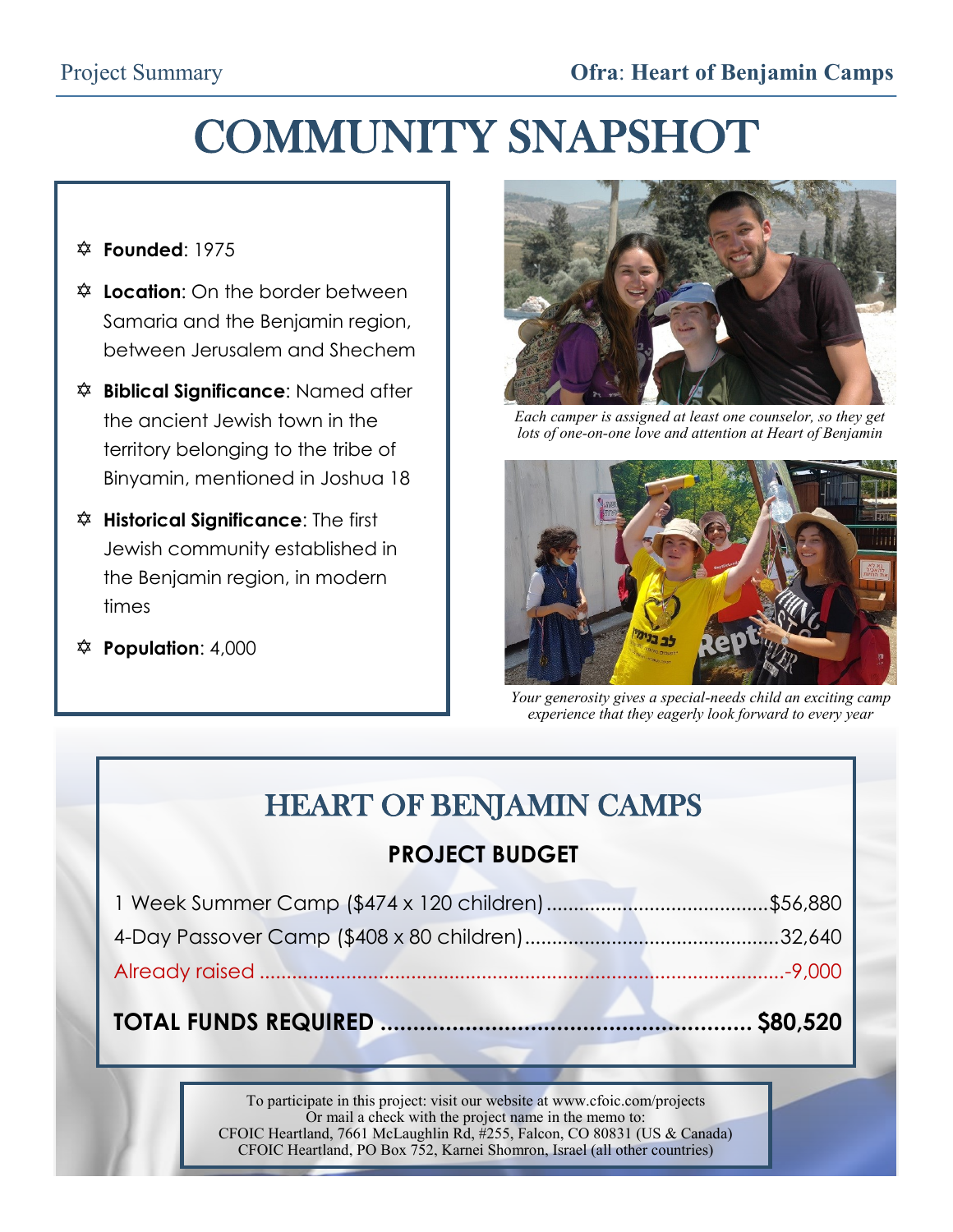# COMMUNITY SNAPSHOT

- **Founded**: 1975
- **Location**: On the border between Samaria and the Benjamin region, between Jerusalem and Shechem
- **Biblical Significance**: Named after the ancient Jewish town in the territory belonging to the tribe of Binyamin, mentioned in Joshua 18
- **Historical Significance**: The first Jewish community established in the Benjamin region, in modern times
- **Population**: 4,000

*Each camper is assigned at least one counselor, so they get lots of one-on-one love and attention at Heart of Benjamin*

*Your generosity gives a special-needs child an exciting camp experience that they eagerly look forward to every year*

## HEART OF BENJAMIN CAMPS

### PROJECT BUDGET

| | |
|---|---|
| 1 Week Summer Camp ($474 x 120 children) | $56,880 |
| 4-Day Passover Camp ($408 x 80 children) | 32,640 |
| Already raised | -9,000 |
| **TOTAL FUNDS REQUIRED** | **$80,520** |

To participate in this project: visit our website at www.cfoic.com/projects
Or mail a check with the project name in the memo to:
CFOIC Heartland, 7661 McLaughlin Rd, #255, Falcon, CO 80831 (US & Canada)
CFOIC Heartland, PO Box 752, Karnei Shomron, Israel (all other countries)